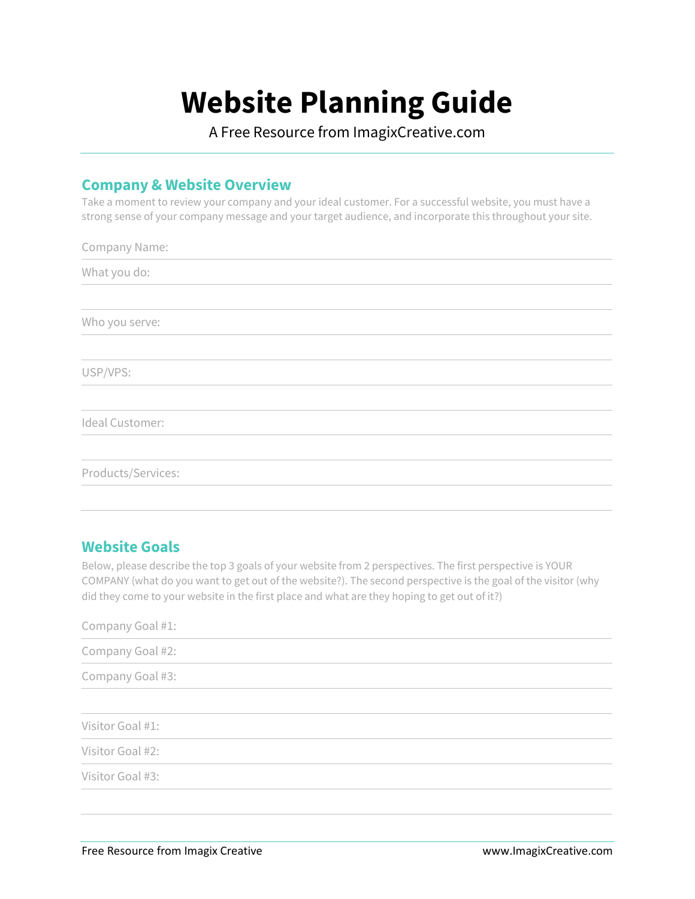# Website Planning Guide

A Free Resource from ImagixCreative.com

## Company & Website Overview

Take a moment to review your company and your ideal customer. For a successful website, you must have a strong sense of your company message and your target audience, and incorporate this throughout your site.

Company Name:

What you do:

Who you serve:

USP/VPS:

Ideal Customer:

Products/Services:

## Website Goals

Below, please describe the top 3 goals of your website from 2 perspectives. The first perspective is YOUR COMPANY (what do you want to get out of the website?). The second perspective is the goal of the visitor (why did they come to your website in the first place and what are they hoping to get out of it?)

Company Goal #1:

Company Goal #2:

Company Goal #3:

Visitor Goal #1:

Visitor Goal #2:

Visitor Goal #3: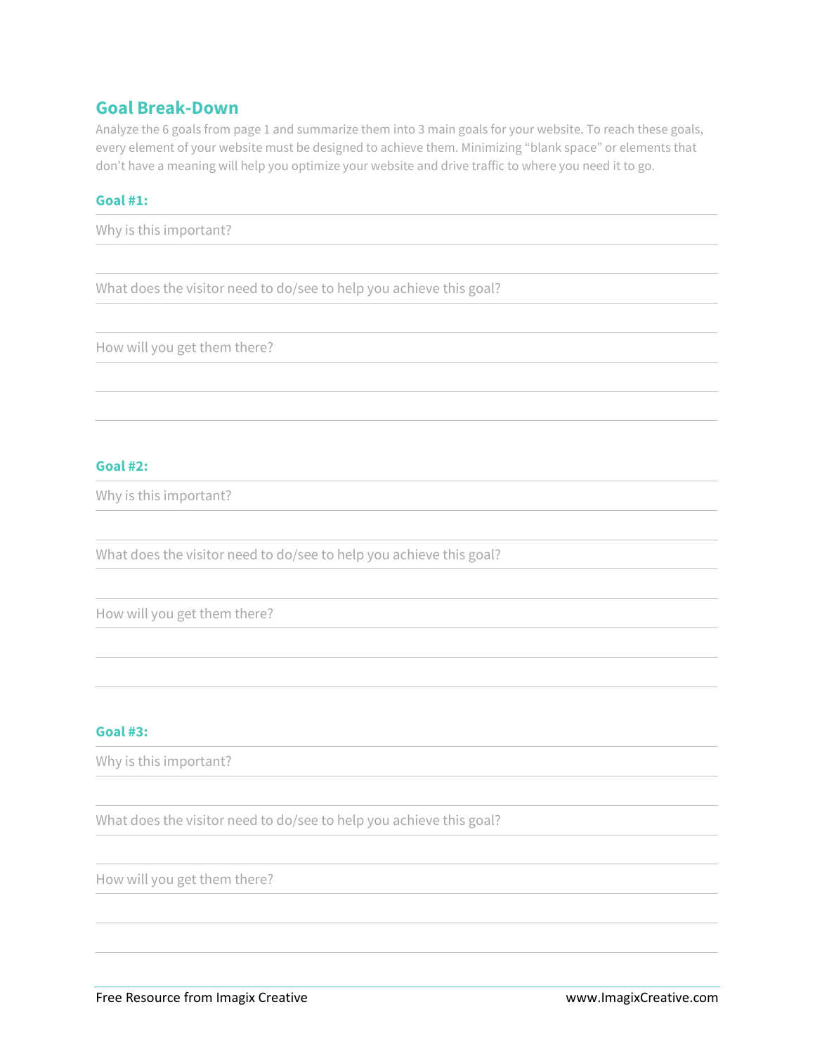## Goal Break-Down

Analyze the 6 goals from page 1 and summarize them into 3 main goals for your website. To reach these goals, every element of your website must be designed to achieve them. Minimizing "blank space" or elements that don't have a meaning will help you optimize your website and drive traffic to where you need it to go.

### Goal #1:

Why is this important?

What does the visitor need to do/see to help you achieve this goal?

How will you get them there?

### Goal #2:

Why is this important?

What does the visitor need to do/see to help you achieve this goal?

How will you get them there?

### Goal #3:

Why is this important?

What does the visitor need to do/see to help you achieve this goal?

How will you get them there?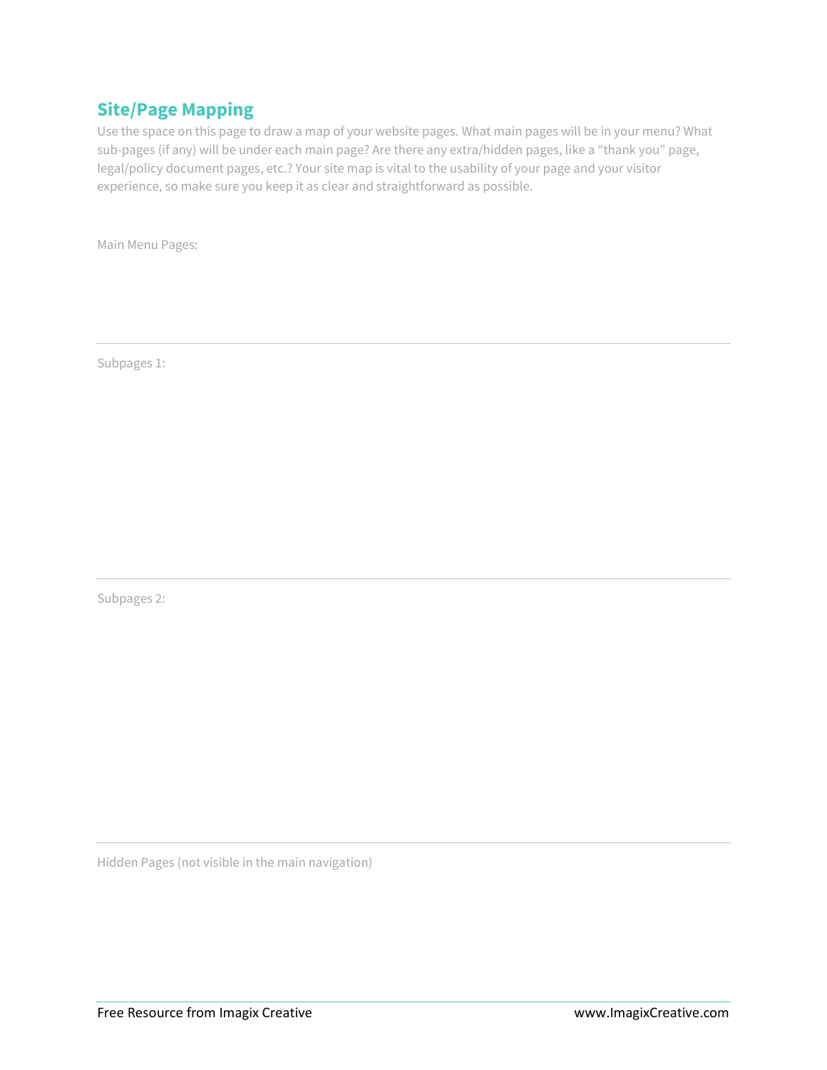## Site/Page Mapping

Use the space on this page to draw a map of your website pages. What main pages will be in your menu? What sub-pages (if any) will be under each main page? Are there any extra/hidden pages, like a "thank you" page, legal/policy document pages, etc.? Your site map is vital to the usability of your page and your visitor experience, so make sure you keep it as clear and straightforward as possible.

Main Menu Pages:

---

Subpages 1:

---

Subpages 2:

---

Hidden Pages (not visible in the main navigation)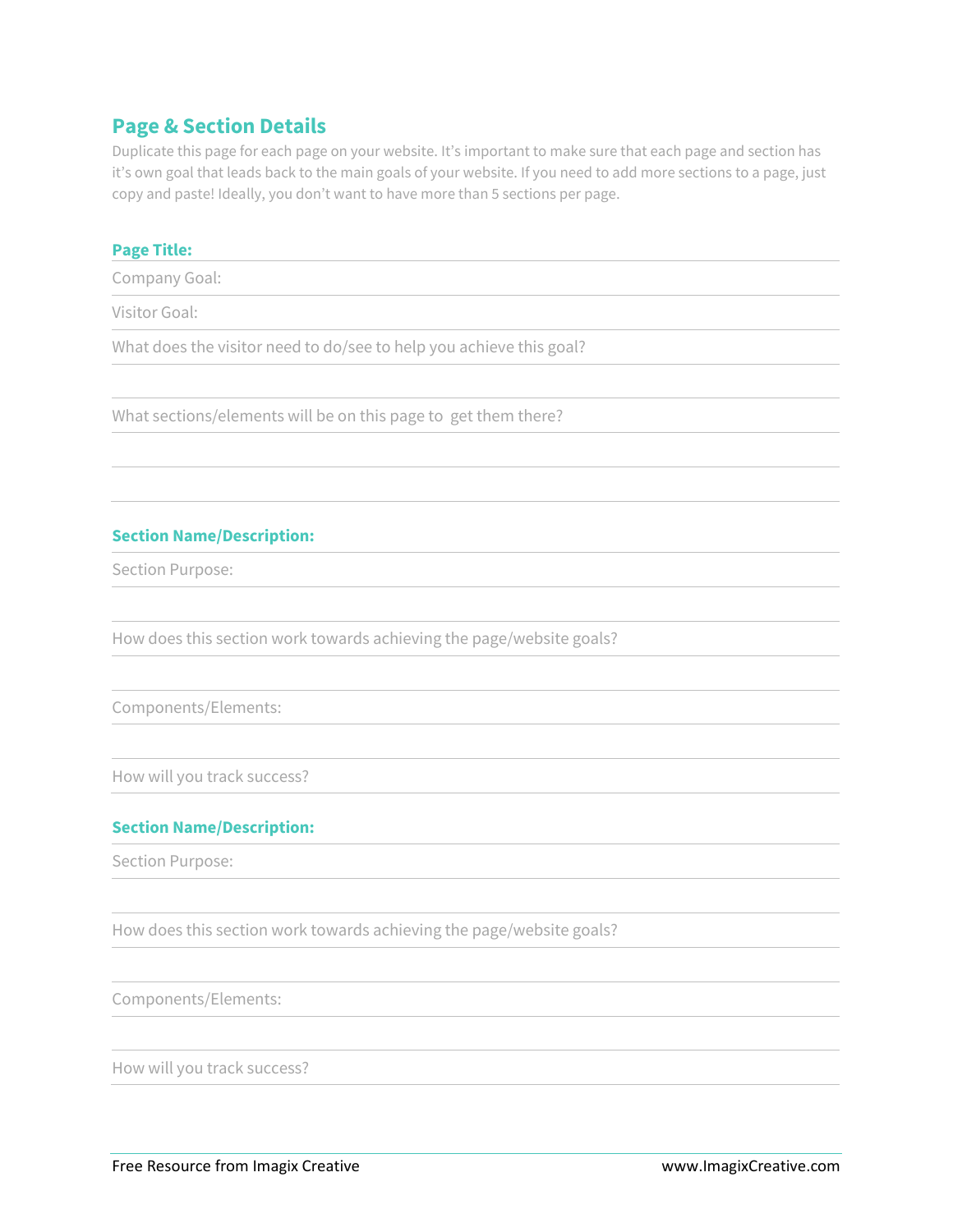## Page & Section Details

Duplicate this page for each page on your website. It's important to make sure that each page and section has it's own goal that leads back to the main goals of your website. If you need to add more sections to a page, just copy and paste! Ideally, you don't want to have more than 5 sections per page.

**Page Title:**

Company Goal:

Visitor Goal:

What does the visitor need to do/see to help you achieve this goal?

What sections/elements will be on this page to get them there?

**Section Name/Description:**

Section Purpose:

How does this section work towards achieving the page/website goals?

Components/Elements:

How will you track success?

**Section Name/Description:**

Section Purpose:

How does this section work towards achieving the page/website goals?

Components/Elements:

How will you track success?

Free Resource from Imagix Creative www.ImagixCreative.com